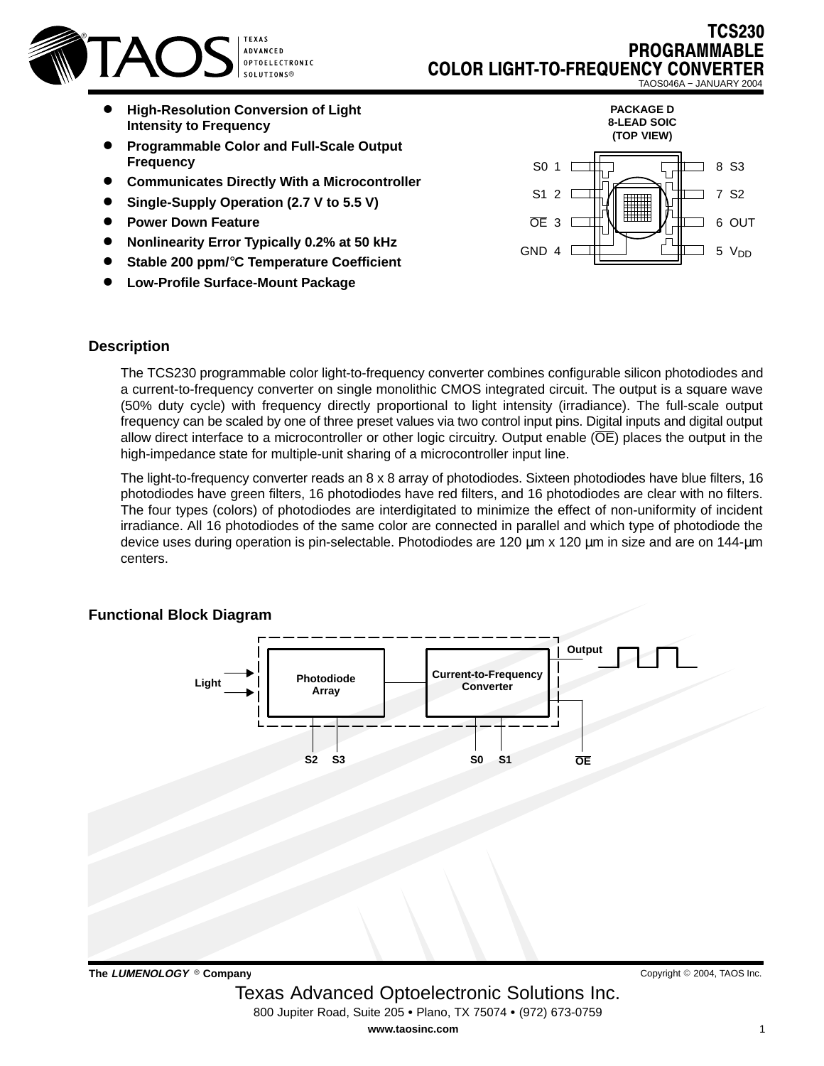# TCS230 PROGRAMMABLE COLOR LIGHT-TO-FREQUENCY CONVERTER

TAOS046A − JANUARY 2004

- **High-Resolution Conversion of Light Intensity to Frequency**
- **Programmable Color and Full-Scale Output Frequency**
- **Communicates Directly With a Microcontroller**
- **Single-Supply Operation (2.7 V to 5.5 V)**
- **Power Down Feature**
- **Nonlinearity Error Typically 0.2% at 50 kHz**
- **Stable 200 ppm/°C Temperature Coefficient**
- **Low-Profile Surface-Mount Package**

**PACKAGE D**
**8-LEAD SOIC**
**(TOP VIEW)**

| Pin | Name | Pin | Name |
|---|---|---|---|
| 1 | S0 | 8 | S3 |
| 2 | S1 | 7 | S2 |
| 3 | $\overline{OE}$ | 6 | OUT |
| 4 | GND | 5 | $V_{DD}$ |

## Description

The TCS230 programmable color light-to-frequency converter combines configurable silicon photodiodes and a current-to-frequency converter on single monolithic CMOS integrated circuit. The output is a square wave (50% duty cycle) with frequency directly proportional to light intensity (irradiance). The full-scale output frequency can be scaled by one of three preset values via two control input pins. Digital inputs and digital output allow direct interface to a microcontroller or other logic circuitry. Output enable ($\overline{OE}$) places the output in the high-impedance state for multiple-unit sharing of a microcontroller input line.

The light-to-frequency converter reads an 8 x 8 array of photodiodes. Sixteen photodiodes have blue filters, 16 photodiodes have green filters, 16 photodiodes have red filters, and 16 photodiodes are clear with no filters. The four types (colors) of photodiodes are interdigitated to minimize the effect of non-uniformity of incident irradiance. All 16 photodiodes of the same color are connected in parallel and which type of photodiode the device uses during operation is pin-selectable. Photodiodes are 120 μm x 120 μm in size and are on 144-μm centers.

## Functional Block Diagram

Light → Photodiode Array → Current-to-Frequency Converter → Output

S2, S3 (Photodiode Array); S0, S1 (Current-to-Frequency Converter); $\overline{OE}$

The *LUMENOLOGY* ® Company

Copyright © 2004, TAOS Inc.

Texas Advanced Optoelectronic Solutions Inc.
800 Jupiter Road, Suite 205 • Plano, TX 75074 • (972) 673-0759
www.taosinc.com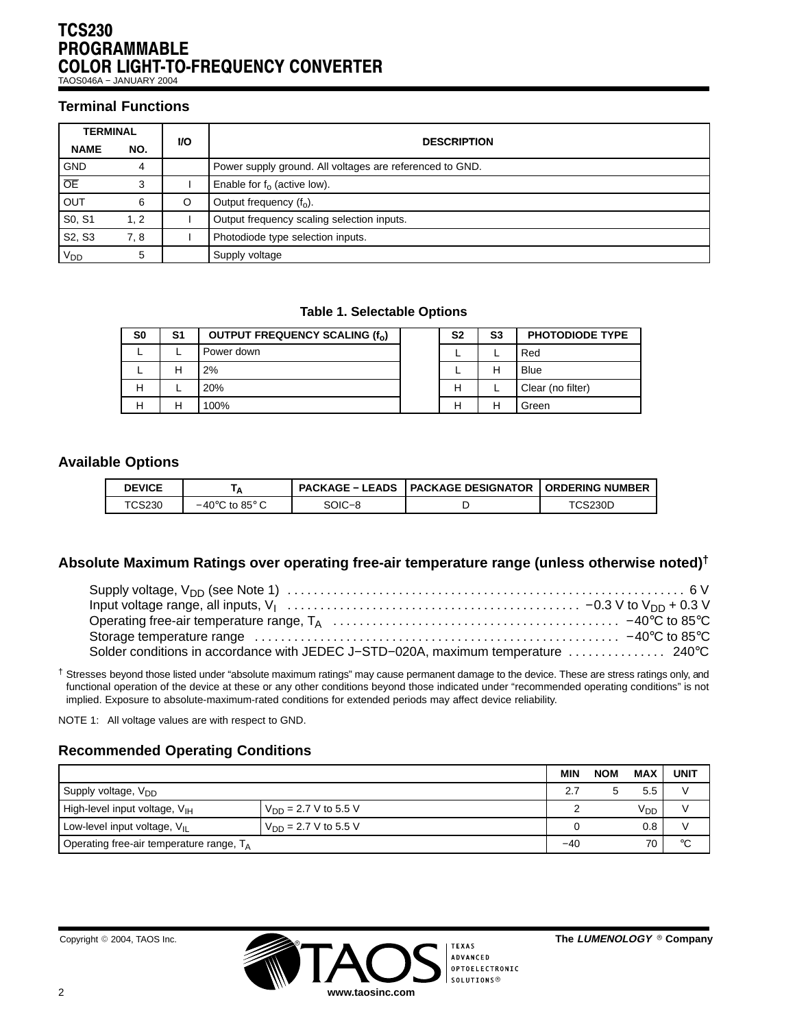## Terminal Functions

| TERMINAL NAME | TERMINAL NO. | I/O | DESCRIPTION |
|---|---|---|---|
| GND | 4 | | Power supply ground. All voltages are referenced to GND. |
| $\overline{OE}$ | 3 | I | Enable for $f_o$ (active low). |
| OUT | 6 | O | Output frequency ($f_o$). |
| S0, S1 | 1, 2 | I | Output frequency scaling selection inputs. |
| S2, S3 | 7, 8 | I | Photodiode type selection inputs. |
| $V_{DD}$ | 5 | | Supply voltage |

**Table 1. Selectable Options**

| S0 | S1 | OUTPUT FREQUENCY SCALING ($f_o$) |
|---|---|---|
| L | L | Power down |
| L | H | 2% |
| H | L | 20% |
| H | H | 100% |

| S2 | S3 | PHOTODIODE TYPE |
|---|---|---|
| L | L | Red |
| L | H | Blue |
| H | L | Clear (no filter) |
| H | H | Green |

## Available Options

| DEVICE | $T_A$ | PACKAGE − LEADS | PACKAGE DESIGNATOR | ORDERING NUMBER |
|---|---|---|---|---|
| TCS230 | −40°C to 85° C | SOIC−8 | D | TCS230D |

## Absolute Maximum Ratings over operating free-air temperature range (unless otherwise noted)†

Supply voltage, $V_{DD}$ (see Note 1) . . . . . . . . . . 6 V
Input voltage range, all inputs, $V_I$ . . . . . . . . . . −0.3 V to $V_{DD}$ + 0.3 V
Operating free-air temperature range, $T_A$ . . . . . . . . . . −40°C to 85°C
Storage temperature range . . . . . . . . . . −40°C to 85°C
Solder conditions in accordance with JEDEC J−STD−020A, maximum temperature . . . . . . . . . . 240°C

† Stresses beyond those listed under “absolute maximum ratings” may cause permanent damage to the device. These are stress ratings only, and functional operation of the device at these or any other conditions beyond those indicated under “recommended operating conditions” is not implied. Exposure to absolute-maximum-rated conditions for extended periods may affect device reliability.

NOTE 1: All voltage values are with respect to GND.

## Recommended Operating Conditions

| | | MIN | NOM | MAX | UNIT |
|---|---|---|---|---|---|
| Supply voltage, $V_{DD}$ | | 2.7 | 5 | 5.5 | V |
| High-level input voltage, $V_{IH}$ | $V_{DD}$ = 2.7 V to 5.5 V | 2 | | $V_{DD}$ | V |
| Low-level input voltage, $V_{IL}$ | $V_{DD}$ = 2.7 V to 5.5 V | 0 | | 0.8 | V |
| Operating free-air temperature range, $T_A$ | | −40 | | 70 | °C |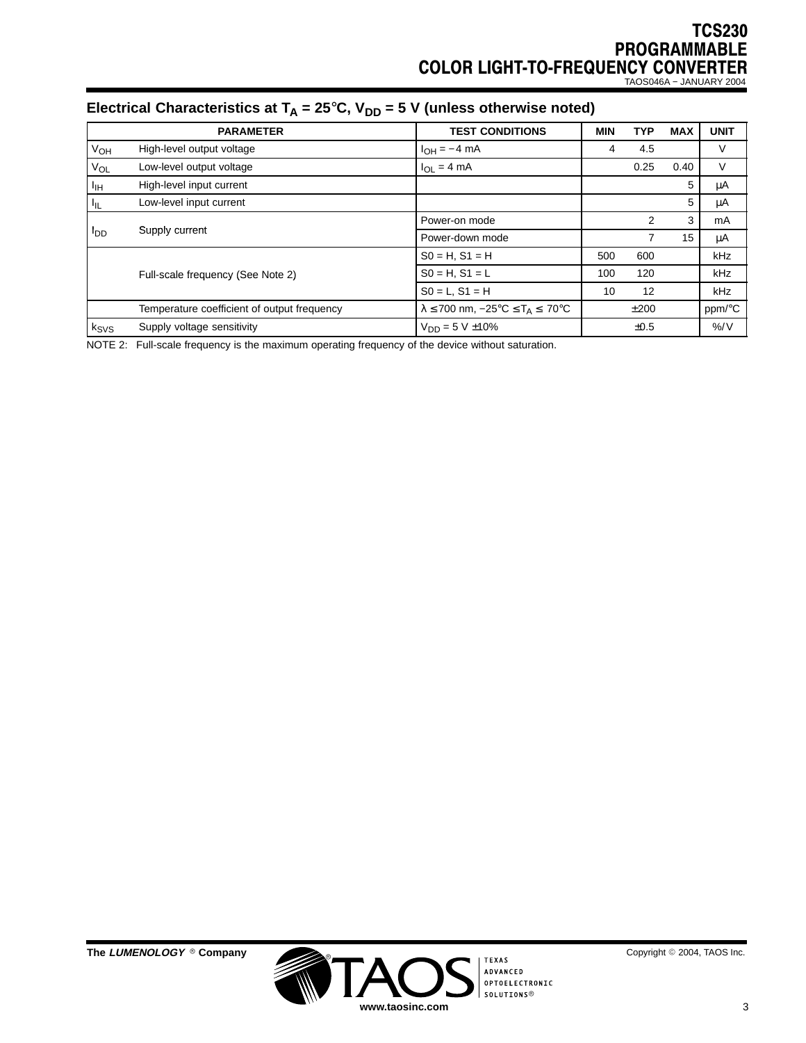## Electrical Characteristics at $T_A$ = 25°C, $V_{DD}$ = 5 V (unless otherwise noted)

| PARAMETER | | TEST CONDITIONS | MIN | TYP | MAX | UNIT |
|---|---|---|---|---|---|---|
| $V_{OH}$ | High-level output voltage | $I_{OH}$ = −4 mA | 4 | 4.5 | | V |
| $V_{OL}$ | Low-level output voltage | $I_{OL}$ = 4 mA | | 0.25 | 0.40 | V |
| $I_{IH}$ | High-level input current | | | | 5 | μA |
| $I_{IL}$ | Low-level input current | | | | 5 | μA |
| $I_{DD}$ | Supply current | Power-on mode | | 2 | 3 | mA |
| | | Power-down mode | | 7 | 15 | μA |
| | Full-scale frequency (See Note 2) | S0 = H, S1 = H | 500 | 600 | | kHz |
| | | S0 = H, S1 = L | 100 | 120 | | kHz |
| | | S0 = L, S1 = H | 10 | 12 | | kHz |
| | Temperature coefficient of output frequency | $\lambda \leq$ 700 nm, −25°C ≤ $T_A$ ≤ 70°C | | ±200 | | ppm/°C |
| $k_{SVS}$ | Supply voltage sensitivity | $V_{DD}$ = 5 V ±10% | | ±0.5 | | %/V |

NOTE 2: Full-scale frequency is the maximum operating frequency of the device without saturation.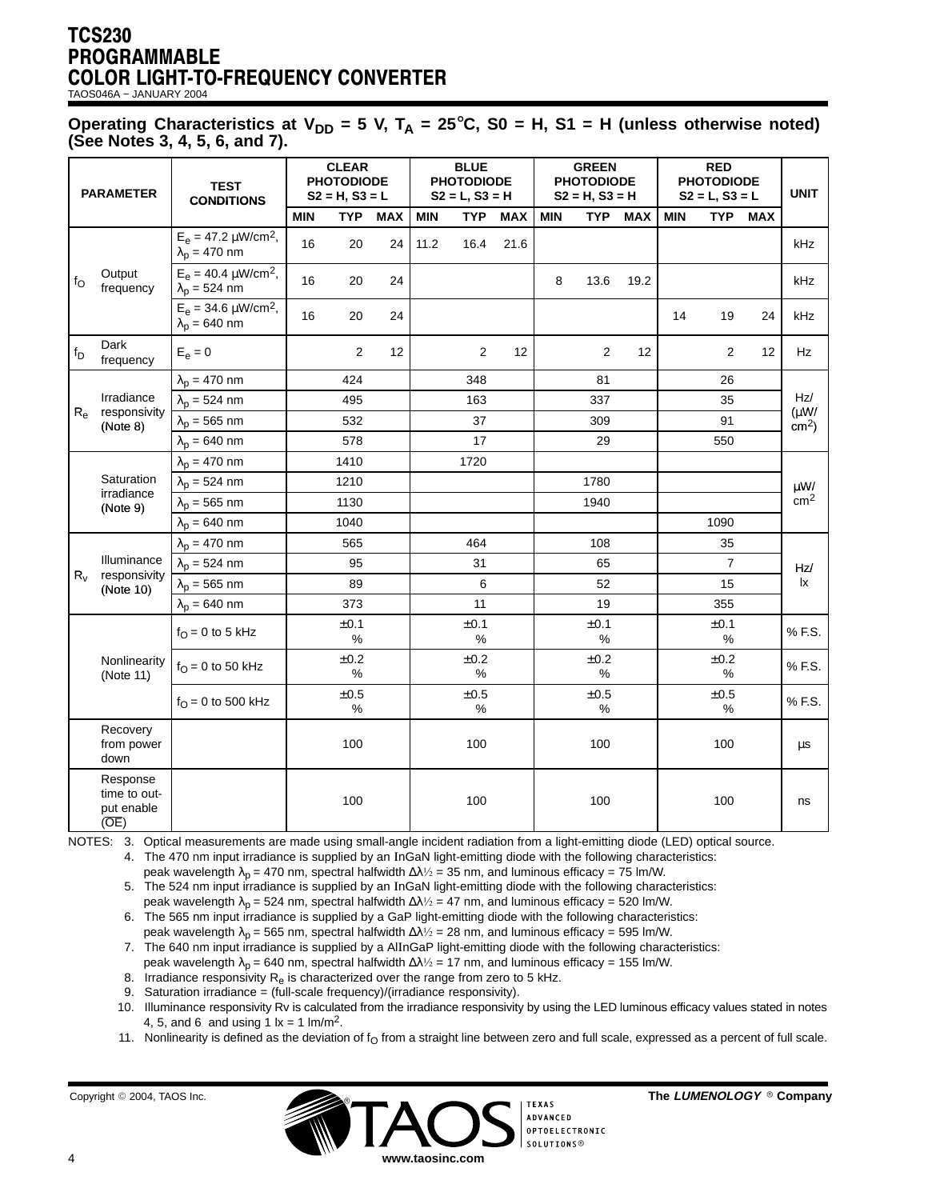# TCS230 PROGRAMMABLE COLOR LIGHT-TO-FREQUENCY CONVERTER

TAOS046A − JANUARY 2004

## Operating Characteristics at $V_{DD}$ = 5 V, $T_A$ = 25°C, S0 = H, S1 = H (unless otherwise noted) (See Notes 3, 4, 5, 6, and 7).

| PARAMETER | | TEST CONDITIONS | CLEAR PHOTODIODE S2 = H, S3 = L | | | BLUE PHOTODIODE S2 = L, S3 = H | | | GREEN PHOTODIODE S2 = H, S3 = H | | | RED PHOTODIODE S2 = L, S3 = L | | | UNIT |
|---|---|---|---|---|---|---|---|---|---|---|---|---|---|---|---|
| | | | MIN | TYP | MAX | MIN | TYP | MAX | MIN | TYP | MAX | MIN | TYP | MAX | |
| $f_O$ | Output frequency | $E_e$ = 47.2 µW/cm², $\lambda_p$ = 470 nm | 16 | 20 | 24 | 11.2 | 16.4 | 21.6 | | | | | | | kHz |
| | | $E_e$ = 40.4 µW/cm², $\lambda_p$ = 524 nm | 16 | 20 | 24 | | | | 8 | 13.6 | 19.2 | | | | kHz |
| | | $E_e$ = 34.6 µW/cm², $\lambda_p$ = 640 nm | 16 | 20 | 24 | | | | | | | 14 | 19 | 24 | kHz |
| $f_D$ | Dark frequency | $E_e$ = 0 | | 2 | 12 | | 2 | 12 | | 2 | 12 | | 2 | 12 | Hz |
| $R_e$ | Irradiance responsivity (Note 8) | $\lambda_p$ = 470 nm | | 424 | | | 348 | | | 81 | | | 26 | | Hz/ (µW/ cm²) |
| | | $\lambda_p$ = 524 nm | | 495 | | | 163 | | | 337 | | | 35 | | |
| | | $\lambda_p$ = 565 nm | | 532 | | | 37 | | | 309 | | | 91 | | |
| | | $\lambda_p$ = 640 nm | | 578 | | | 17 | | | 29 | | | 550 | | |
| | Saturation irradiance (Note 9) | $\lambda_p$ = 470 nm | | 1410 | | | 1720 | | | | | | | | µW/ cm² |
| | | $\lambda_p$ = 524 nm | | 1210 | | | | | | 1780 | | | | | |
| | | $\lambda_p$ = 565 nm | | 1130 | | | | | | 1940 | | | | | |
| | | $\lambda_p$ = 640 nm | | 1040 | | | | | | | | | 1090 | | |
| $R_v$ | Illuminance responsivity (Note 10) | $\lambda_p$ = 470 nm | | 565 | | | 464 | | | 108 | | | 35 | | Hz/ lx |
| | | $\lambda_p$ = 524 nm | | 95 | | | 31 | | | 65 | | | 7 | | |
| | | $\lambda_p$ = 565 nm | | 89 | | | 6 | | | 52 | | | 15 | | |
| | | $\lambda_p$ = 640 nm | | 373 | | | 11 | | | 19 | | | 355 | | |
| | Nonlinearity (Note 11) | $f_O$ = 0 to 5 kHz | | ±0.1% | | | ±0.1% | | | ±0.1% | | | ±0.1% | | % F.S. |
| | | $f_O$ = 0 to 50 kHz | | ±0.2% | | | ±0.2% | | | ±0.2% | | | ±0.2% | | % F.S. |
| | | $f_O$ = 0 to 500 kHz | | ±0.5% | | | ±0.5% | | | ±0.5% | | | ±0.5% | | % F.S. |
| | Recovery from power down | | | 100 | | | 100 | | | 100 | | | 100 | | µs |
| | Response time to output enable ($\overline{OE}$) | | | 100 | | | 100 | | | 100 | | | 100 | | ns |

NOTES:
3. Optical measurements are made using small-angle incident radiation from a light-emitting diode (LED) optical source.
4. The 470 nm input irradiance is supplied by an InGaN light-emitting diode with the following characteristics: peak wavelength $\lambda_p$ = 470 nm, spectral halfwidth $\Delta\lambda_{½}$ = 35 nm, and luminous efficacy = 75 lm/W.
5. The 524 nm input irradiance is supplied by an InGaN light-emitting diode with the following characteristics: peak wavelength $\lambda_p$ = 524 nm, spectral halfwidth $\Delta\lambda_{½}$ = 47 nm, and luminous efficacy = 520 lm/W.
6. The 565 nm input irradiance is supplied by a GaP light-emitting diode with the following characteristics: peak wavelength $\lambda_p$ = 565 nm, spectral halfwidth $\Delta\lambda_{½}$ = 28 nm, and luminous efficacy = 595 lm/W.
7. The 640 nm input irradiance is supplied by a AlInGaP light-emitting diode with the following characteristics: peak wavelength $\lambda_p$ = 640 nm, spectral halfwidth $\Delta\lambda_{½}$ = 17 nm, and luminous efficacy = 155 lm/W.
8. Irradiance responsivity $R_e$ is characterized over the range from zero to 5 kHz.
9. Saturation irradiance = (full-scale frequency)/(irradiance responsivity).
10. Illuminance responsivity Rv is calculated from the irradiance responsivity by using the LED luminous efficacy values stated in notes 4, 5, and 6 and using 1 lx = 1 lm/m².
11. Nonlinearity is defined as the deviation of $f_O$ from a straight line between zero and full scale, expressed as a percent of full scale.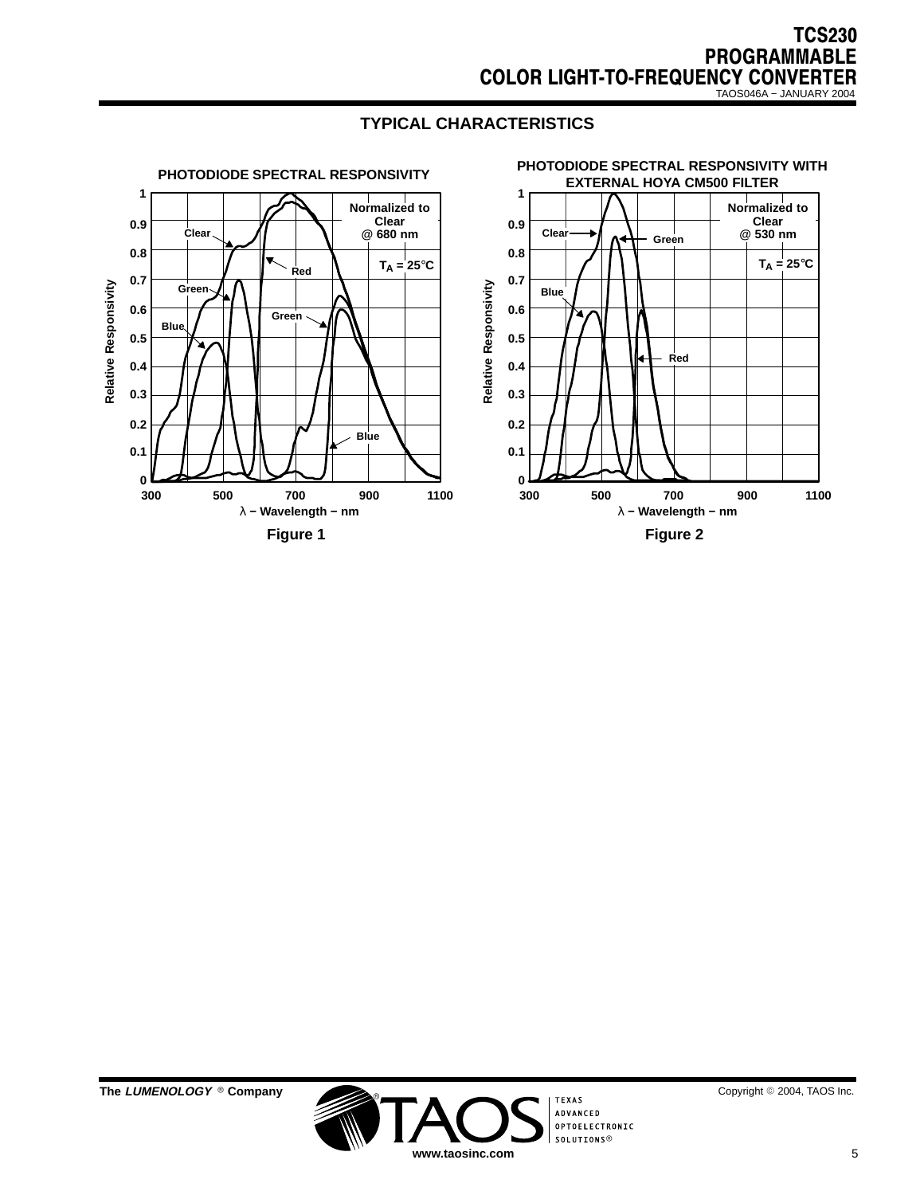## TYPICAL CHARACTERISTICS

**PHOTODIODE SPECTRAL RESPONSIVITY**

Normalized to Clear @ 680 nm

$T_A = 25°C$

Figure 1

**PHOTODIODE SPECTRAL RESPONSIVITY WITH EXTERNAL HOYA CM500 FILTER**

Normalized to Clear @ 530 nm

$T_A = 25°C$

Figure 2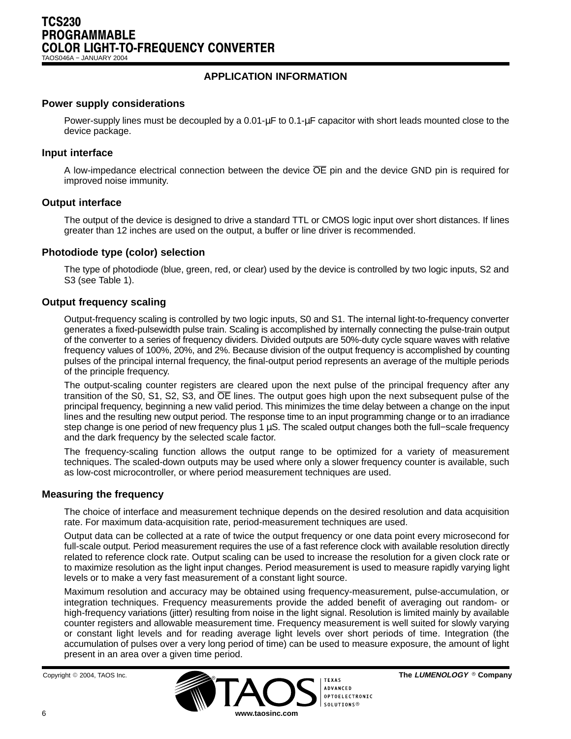## APPLICATION INFORMATION

### Power supply considerations

Power-supply lines must be decoupled by a 0.01-μF to 0.1-μF capacitor with short leads mounted close to the device package.

### Input interface

A low-impedance electrical connection between the device $\overline{\text{OE}}$ pin and the device GND pin is required for improved noise immunity.

### Output interface

The output of the device is designed to drive a standard TTL or CMOS logic input over short distances. If lines greater than 12 inches are used on the output, a buffer or line driver is recommended.

### Photodiode type (color) selection

The type of photodiode (blue, green, red, or clear) used by the device is controlled by two logic inputs, S2 and S3 (see Table 1).

### Output frequency scaling

Output-frequency scaling is controlled by two logic inputs, S0 and S1. The internal light-to-frequency converter generates a fixed-pulsewidth pulse train. Scaling is accomplished by internally connecting the pulse-train output of the converter to a series of frequency dividers. Divided outputs are 50%-duty cycle square waves with relative frequency values of 100%, 20%, and 2%. Because division of the output frequency is accomplished by counting pulses of the principal internal frequency, the final-output period represents an average of the multiple periods of the principle frequency.

The output-scaling counter registers are cleared upon the next pulse of the principal frequency after any transition of the S0, S1, S2, S3, and $\overline{\text{OE}}$ lines. The output goes high upon the next subsequent pulse of the principal frequency, beginning a new valid period. This minimizes the time delay between a change on the input lines and the resulting new output period. The response time to an input programming change or to an irradiance step change is one period of new frequency plus 1 μS. The scaled output changes both the full−scale frequency and the dark frequency by the selected scale factor.

The frequency-scaling function allows the output range to be optimized for a variety of measurement techniques. The scaled-down outputs may be used where only a slower frequency counter is available, such as low-cost microcontroller, or where period measurement techniques are used.

### Measuring the frequency

The choice of interface and measurement technique depends on the desired resolution and data acquisition rate. For maximum data-acquisition rate, period-measurement techniques are used.

Output data can be collected at a rate of twice the output frequency or one data point every microsecond for full-scale output. Period measurement requires the use of a fast reference clock with available resolution directly related to reference clock rate. Output scaling can be used to increase the resolution for a given clock rate or to maximize resolution as the light input changes. Period measurement is used to measure rapidly varying light levels or to make a very fast measurement of a constant light source.

Maximum resolution and accuracy may be obtained using frequency-measurement, pulse-accumulation, or integration techniques. Frequency measurements provide the added benefit of averaging out random- or high-frequency variations (jitter) resulting from noise in the light signal. Resolution is limited mainly by available counter registers and allowable measurement time. Frequency measurement is well suited for slowly varying or constant light levels and for reading average light levels over short periods of time. Integration (the accumulation of pulses over a very long period of time) can be used to measure exposure, the amount of light present in an area over a given time period.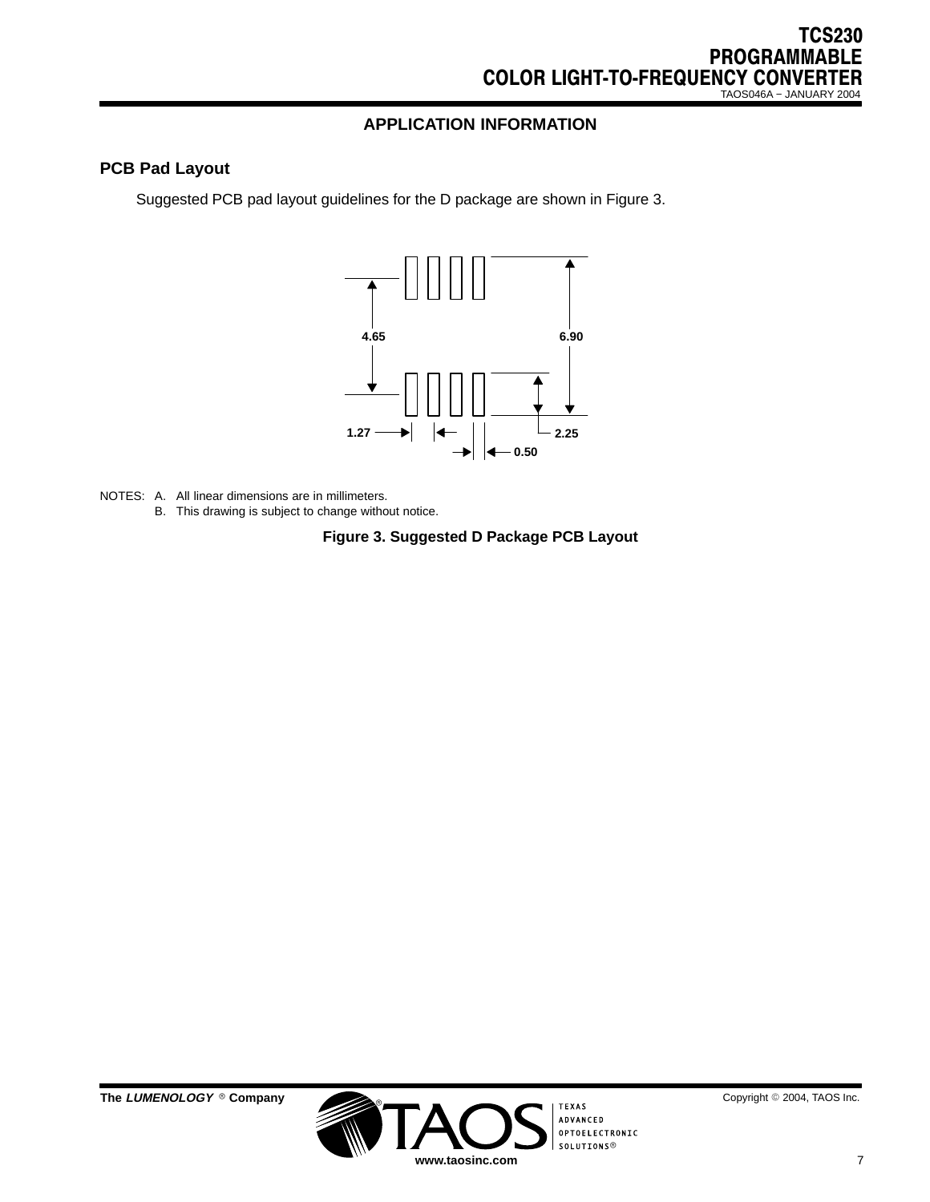## APPLICATION INFORMATION

### PCB Pad Layout

Suggested PCB pad layout guidelines for the D package are shown in Figure 3.

4.65

6.90

1.27

2.25

0.50

NOTES: A. All linear dimensions are in millimeters.
B. This drawing is subject to change without notice.

**Figure 3. Suggested D Package PCB Layout**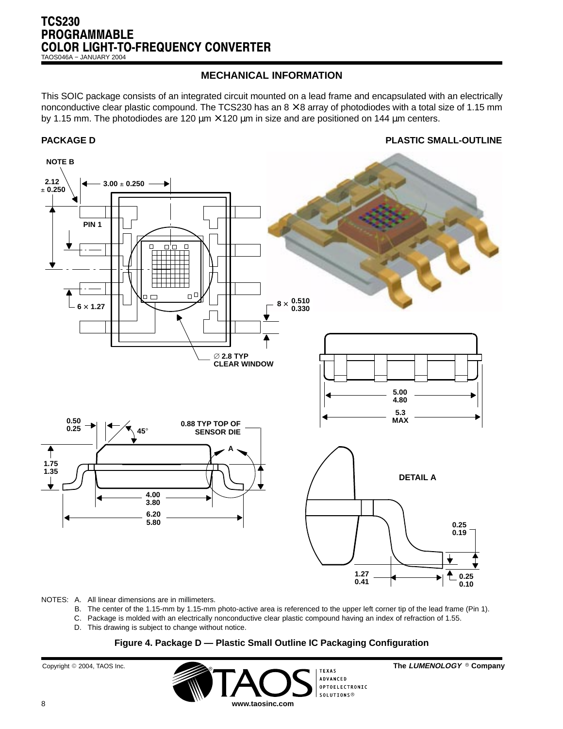## MECHANICAL INFORMATION

This SOIC package consists of an integrated circuit mounted on a lead frame and encapsulated with an electrically nonconductive clear plastic compound. The TCS230 has an 8 × 8 array of photodiodes with a total size of 1.15 mm by 1.15 mm. The photodiodes are 120 μm × 120 μm in size and are positioned on 144 μm centers.

**PACKAGE D** **PLASTIC SMALL-OUTLINE**

NOTE B

2.12 ± 0.250

3.00 ± 0.250

PIN 1

6 × 1.27

8 × 0.510 / 0.330

∅ 2.8 TYP CLEAR WINDOW

5.00 / 4.80

5.3 MAX

0.50 / 0.25

45°

0.88 TYP TOP OF SENSOR DIE

A

1.75 / 1.35

4.00 / 3.80

6.20 / 5.80

DETAIL A

0.25 / 0.19

1.27 / 0.41

0.25 / 0.10

NOTES:
- A. All linear dimensions are in millimeters.
- B. The center of the 1.15-mm by 1.15-mm photo-active area is referenced to the upper left corner tip of the lead frame (Pin 1).
- C. Package is molded with an electrically nonconductive clear plastic compound having an index of refraction of 1.55.
- D. This drawing is subject to change without notice.

**Figure 4. Package D — Plastic Small Outline IC Packaging Configuration**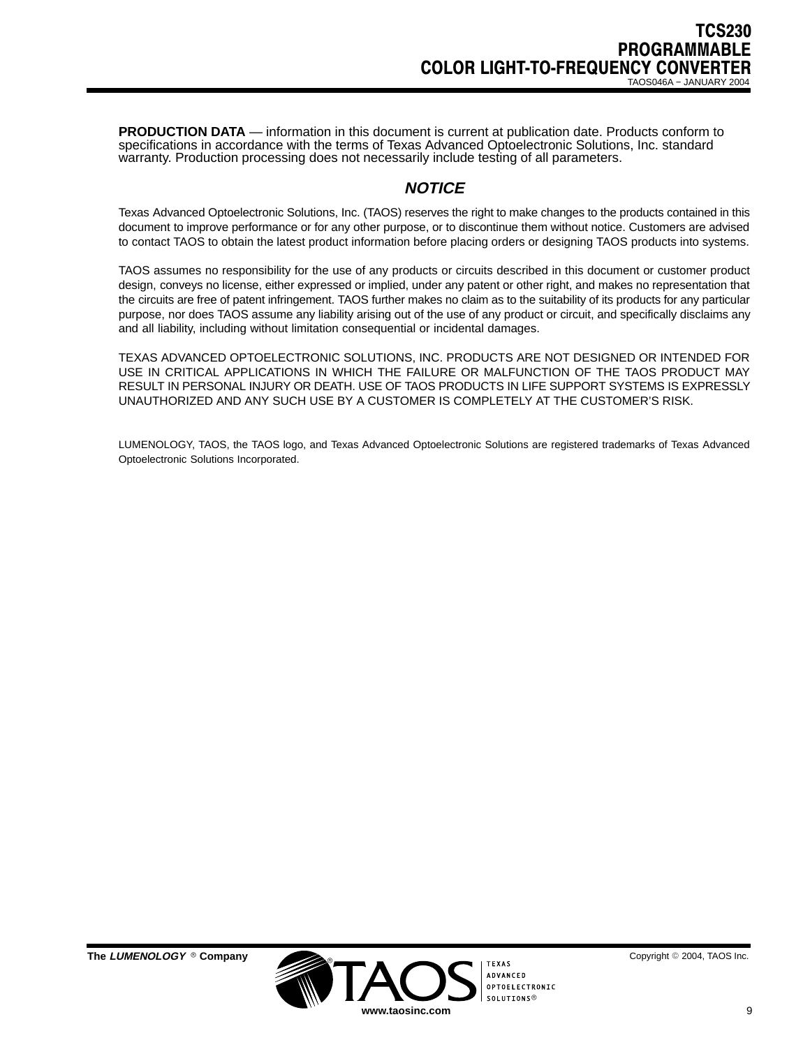**PRODUCTION DATA** — information in this document is current at publication date. Products conform to specifications in accordance with the terms of Texas Advanced Optoelectronic Solutions, Inc. standard warranty. Production processing does not necessarily include testing of all parameters.

## *NOTICE*

Texas Advanced Optoelectronic Solutions, Inc. (TAOS) reserves the right to make changes to the products contained in this document to improve performance or for any other purpose, or to discontinue them without notice. Customers are advised to contact TAOS to obtain the latest product information before placing orders or designing TAOS products into systems.

TAOS assumes no responsibility for the use of any products or circuits described in this document or customer product design, conveys no license, either expressed or implied, under any patent or other right, and makes no representation that the circuits are free of patent infringement. TAOS further makes no claim as to the suitability of its products for any particular purpose, nor does TAOS assume any liability arising out of the use of any product or circuit, and specifically disclaims any and all liability, including without limitation consequential or incidental damages.

TEXAS ADVANCED OPTOELECTRONIC SOLUTIONS, INC. PRODUCTS ARE NOT DESIGNED OR INTENDED FOR USE IN CRITICAL APPLICATIONS IN WHICH THE FAILURE OR MALFUNCTION OF THE TAOS PRODUCT MAY RESULT IN PERSONAL INJURY OR DEATH. USE OF TAOS PRODUCTS IN LIFE SUPPORT SYSTEMS IS EXPRESSLY UNAUTHORIZED AND ANY SUCH USE BY A CUSTOMER IS COMPLETELY AT THE CUSTOMER'S RISK.

LUMENOLOGY, TAOS, the TAOS logo, and Texas Advanced Optoelectronic Solutions are registered trademarks of Texas Advanced Optoelectronic Solutions Incorporated.